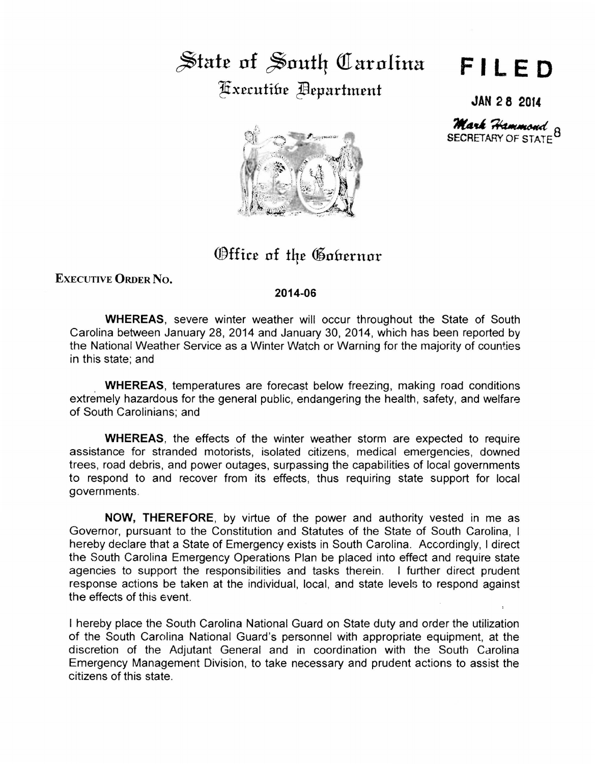# State of South Carolina

## Executive Department

**FILED**

**JAN 28 2014**

*Mark Hammond*
SECRETARY OF STATE

## Office of the Governor

**EXECUTIVE ORDER NO.**

**2014-06**

**WHEREAS**, severe winter weather will occur throughout the State of South Carolina between January 28, 2014 and January 30, 2014, which has been reported by the National Weather Service as a Winter Watch or Warning for the majority of counties in this state; and

**WHEREAS**, temperatures are forecast below freezing, making road conditions extremely hazardous for the general public, endangering the health, safety, and welfare of South Carolinians; and

**WHEREAS**, the effects of the winter weather storm are expected to require assistance for stranded motorists, isolated citizens, medical emergencies, downed trees, road debris, and power outages, surpassing the capabilities of local governments to respond to and recover from its effects, thus requiring state support for local governments.

**NOW, THEREFORE**, by virtue of the power and authority vested in me as Governor, pursuant to the Constitution and Statutes of the State of South Carolina, I hereby declare that a State of Emergency exists in South Carolina. Accordingly, I direct the South Carolina Emergency Operations Plan be placed into effect and require state agencies to support the responsibilities and tasks therein. I further direct prudent response actions be taken at the individual, local, and state levels to respond against the effects of this event.

I hereby place the South Carolina National Guard on State duty and order the utilization of the South Carolina National Guard's personnel with appropriate equipment, at the discretion of the Adjutant General and in coordination with the South Carolina Emergency Management Division, to take necessary and prudent actions to assist the citizens of this state.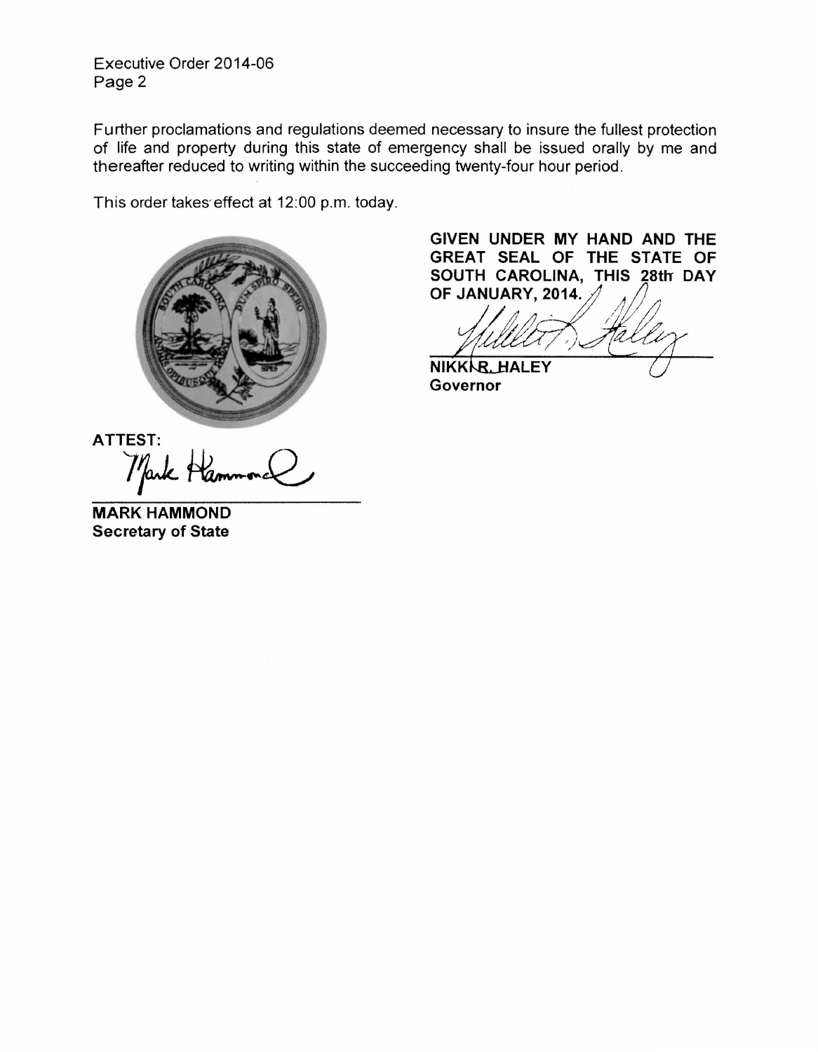Further proclamations and regulations deemed necessary to insure the fullest protection of life and property during this state of emergency shall be issued orally by me and thereafter reduced to writing within the succeeding twenty-four hour period.

This order takes effect at 12:00 p.m. today.

**GIVEN UNDER MY HAND AND THE GREAT SEAL OF THE STATE OF SOUTH CAROLINA, THIS 28th DAY OF JANUARY, 2014.**

**NIKKI R. HALEY**
**Governor**

**ATTEST:**

**MARK HAMMOND**
**Secretary of State**